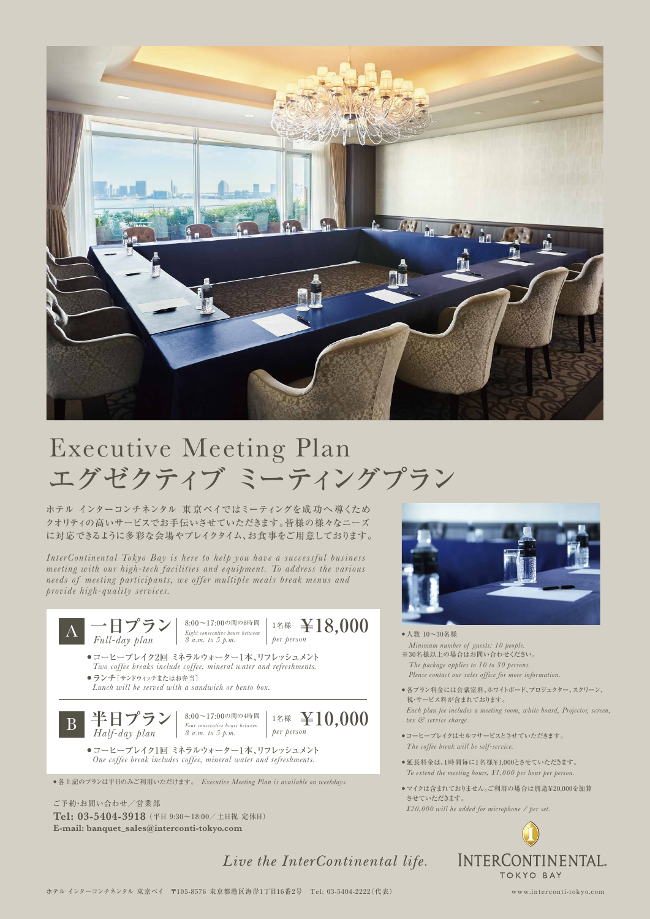# Executive Meeting Plan
# エグゼクティブ ミーティングプラン

ホテル インターコンチネンタル 東京ベイではミーティングを成功へ導くためクオリティの高いサービスでお手伝いさせていただきます。皆様の様々なニーズに対応できるように多彩な会場やブレイクタイム、お食事をご用意しております。

*InterContinental Tokyo Bay is here to help you have a successful business meeting with our high-tech facilities and equipment. To address the various needs of meeting participants, we offer multiple meals break menus and provide high-quality services.*

## A 一日プラン *Full-day plan*

8:00～17:00の間の8時間
*Eight consecutive hours between 8 a.m. to 5 p.m.*

1名様 **¥18,000** *per person*

- コーヒーブレイク2回 ミネラルウォーター1本、リフレッシュメント
  *Two coffee breaks include coffee, mineral water and refreshments.*
- ランチ［サンドウィッチまたはお弁当］
  *Lunch will be served with a sandwich or bento box.*

## B 半日プラン *Half-day plan*

8:00～17:00の間の4時間
*Four consecutive hours between 8 a.m. to 5 p.m.*

1名様 **¥10,000** *per person*

- コーヒーブレイク1回 ミネラルウォーター1本、リフレッシュメント
  *One coffee break includes coffee, mineral water and refreshments.*

- 各上記のプランは平日のみご利用いただけます。 *Executive Meeting Plan is available on weekdays.*

- 人数 10～30名様
  *Minimum number of guests: 10 people.*
  ※30名様以上の場合はお問い合わせください。
  *The package applies to 10 to 30 persons.*
  *Please contact our sales office for more information.*
- 各プラン料金には会議室料、ホワイトボード、プロジェクター、スクリーン、税・サービス料が含まれております。
  *Each plan fee includes a meeting room, white board, Projector, screen, tax & service charge.*
- コーヒーブレイクはセルフサービスとさせていただきます。
  *The coffee break will be self-service.*
- 延長料金は、1時間毎に1名様¥1,000とさせていただきます。
  *To extend the meeting hours, ¥1,000 per hour per person.*
- マイクは含まれておりません。ご利用の場合は別途¥20,000を加算させていただきます。
  *¥20,000 will be added for microphone / per set.*

ご予約・お問い合わせ／営業部
**Tel: 03-5404-3918**（平日 9:30～18:00／土日祝 定休日）
**E-mail: banquet_sales@interconti-tokyo.com**

*Live the InterContinental life.*

INTERCONTINENTAL. TOKYO BAY

ホテル インターコンチネンタル 東京ベイ 〒105-8576 東京都港区海岸1丁目16番2号 Tel: 03-5404-2222（代表）

www.interconti-tokyo.com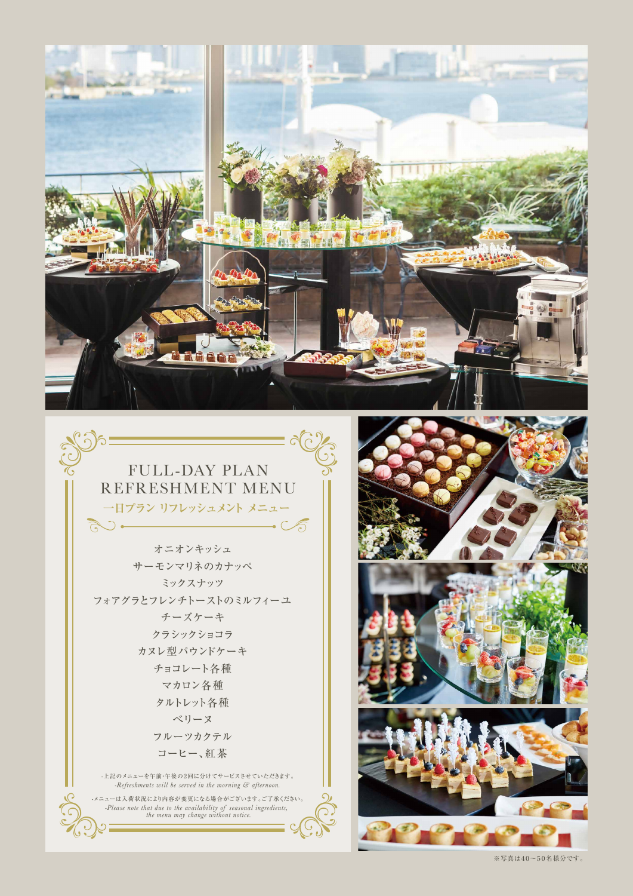# FULL-DAY PLAN
# REFRESHMENT MENU

## 一日プラン リフレッシュメント メニュー

オニオンキッシュ

サーモンマリネのカナッペ

ミックスナッツ

フォアグラとフレンチトーストのミルフィーユ

チーズケーキ

クラシックショコラ

カヌレ型パウンドケーキ

チョコレート各種

マカロン各種

タルトレット各種

ベリーヌ

フルーツカクテル

コーヒー、紅茶

-上記のメニューを午前・午後の2回に分けてサービスさせていただきます。
*-Refreshments will be served in the morning & afternoon.*

-メニューは入荷状況により内容が変更になる場合がございます。ご了承ください。
*-Please note that due to the availability of seasonal ingredients, the menu may change without notice.*

※写真は40～50名様分です。